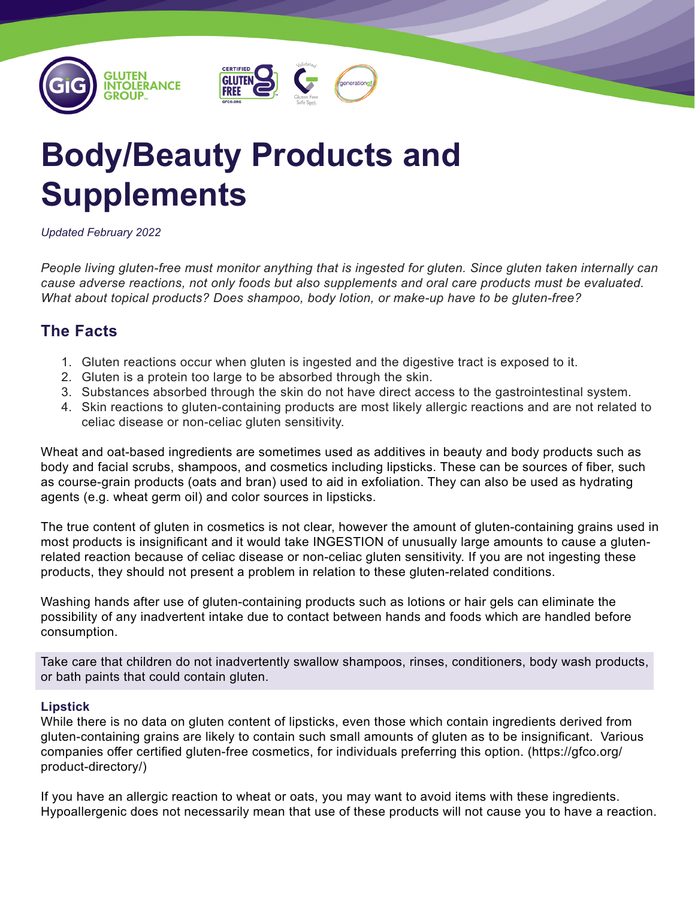# Body/Beauty Products and Supplements

*Updated February 2022*

*People living gluten-free must monitor anything that is ingested for gluten. Since gluten taken internally can cause adverse reactions, not only foods but also supplements and oral care products must be evaluated. What about topical products? Does shampoo, body lotion, or make-up have to be gluten-free?*

## The Facts

1. Gluten reactions occur when gluten is ingested and the digestive tract is exposed to it.
2. Gluten is a protein too large to be absorbed through the skin.
3. Substances absorbed through the skin do not have direct access to the gastrointestinal system.
4. Skin reactions to gluten-containing products are most likely allergic reactions and are not related to celiac disease or non-celiac gluten sensitivity.

Wheat and oat-based ingredients are sometimes used as additives in beauty and body products such as body and facial scrubs, shampoos, and cosmetics including lipsticks. These can be sources of fiber, such as course-grain products (oats and bran) used to aid in exfoliation. They can also be used as hydrating agents (e.g. wheat germ oil) and color sources in lipsticks.

The true content of gluten in cosmetics is not clear, however the amount of gluten-containing grains used in most products is insignificant and it would take INGESTION of unusually large amounts to cause a gluten-related reaction because of celiac disease or non-celiac gluten sensitivity. If you are not ingesting these products, they should not present a problem in relation to these gluten-related conditions.

Washing hands after use of gluten-containing products such as lotions or hair gels can eliminate the possibility of any inadvertent intake due to contact between hands and foods which are handled before consumption.

Take care that children do not inadvertently swallow shampoos, rinses, conditioners, body wash products, or bath paints that could contain gluten.

### Lipstick

While there is no data on gluten content of lipsticks, even those which contain ingredients derived from gluten-containing grains are likely to contain such small amounts of gluten as to be insignificant. Various companies offer certified gluten-free cosmetics, for individuals preferring this option. (https://gfco.org/product-directory/)

If you have an allergic reaction to wheat or oats, you may want to avoid items with these ingredients. Hypoallergenic does not necessarily mean that use of these products will not cause you to have a reaction.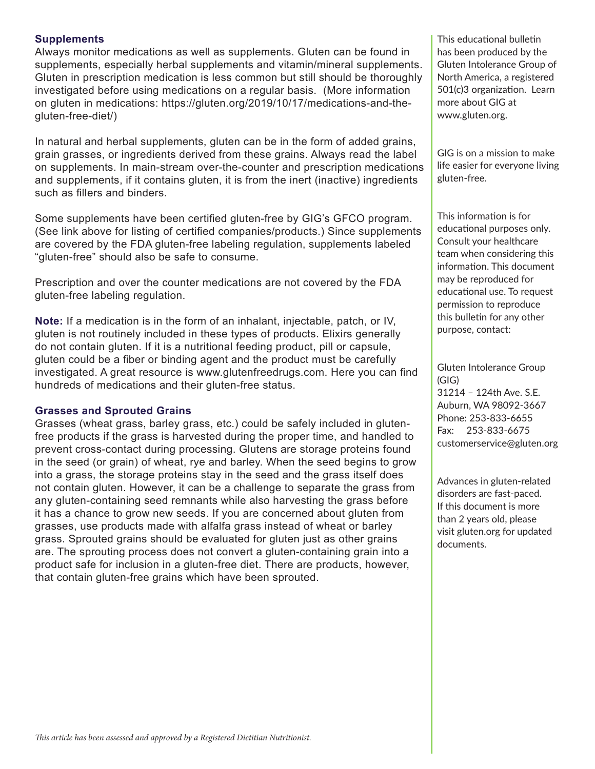## Supplements

Always monitor medications as well as supplements. Gluten can be found in supplements, especially herbal supplements and vitamin/mineral supplements. Gluten in prescription medication is less common but still should be thoroughly investigated before using medications on a regular basis. (More information on gluten in medications: https://gluten.org/2019/10/17/medications-and-the-gluten-free-diet/)

In natural and herbal supplements, gluten can be in the form of added grains, grain grasses, or ingredients derived from these grains. Always read the label on supplements. In main-stream over-the-counter and prescription medications and supplements, if it contains gluten, it is from the inert (inactive) ingredients such as fillers and binders.

Some supplements have been certified gluten-free by GIG's GFCO program. (See link above for listing of certified companies/products.) Since supplements are covered by the FDA gluten-free labeling regulation, supplements labeled "gluten-free" should also be safe to consume.

Prescription and over the counter medications are not covered by the FDA gluten-free labeling regulation.

**Note:** If a medication is in the form of an inhalant, injectable, patch, or IV, gluten is not routinely included in these types of products. Elixirs generally do not contain gluten. If it is a nutritional feeding product, pill or capsule, gluten could be a fiber or binding agent and the product must be carefully investigated. A great resource is www.glutenfreedrugs.com. Here you can find hundreds of medications and their gluten-free status.

## Grasses and Sprouted Grains

Grasses (wheat grass, barley grass, etc.) could be safely included in gluten-free products if the grass is harvested during the proper time, and handled to prevent cross-contact during processing. Glutens are storage proteins found in the seed (or grain) of wheat, rye and barley. When the seed begins to grow into a grass, the storage proteins stay in the seed and the grass itself does not contain gluten. However, it can be a challenge to separate the grass from any gluten-containing seed remnants while also harvesting the grass before it has a chance to grow new seeds. If you are concerned about gluten from grasses, use products made with alfalfa grass instead of wheat or barley grass. Sprouted grains should be evaluated for gluten just as other grains are. The sprouting process does not convert a gluten-containing grain into a product safe for inclusion in a gluten-free diet. There are products, however, that contain gluten-free grains which have been sprouted.

*This article has been assessed and approved by a Registered Dietitian Nutritionist.*

This educational bulletin has been produced by the Gluten Intolerance Group of North America, a registered 501(c)3 organization. Learn more about GIG at www.gluten.org.

GIG is on a mission to make life easier for everyone living gluten-free.

This information is for educational purposes only. Consult your healthcare team when considering this information. This document may be reproduced for educational use. To request permission to reproduce this bulletin for any other purpose, contact:

Gluten Intolerance Group (GIG)
31214 – 124th Ave. S.E.
Auburn, WA 98092-3667
Phone: 253-833-6655
Fax: 253-833-6675
customerservice@gluten.org

Advances in gluten-related disorders are fast-paced. If this document is more than 2 years old, please visit gluten.org for updated documents.